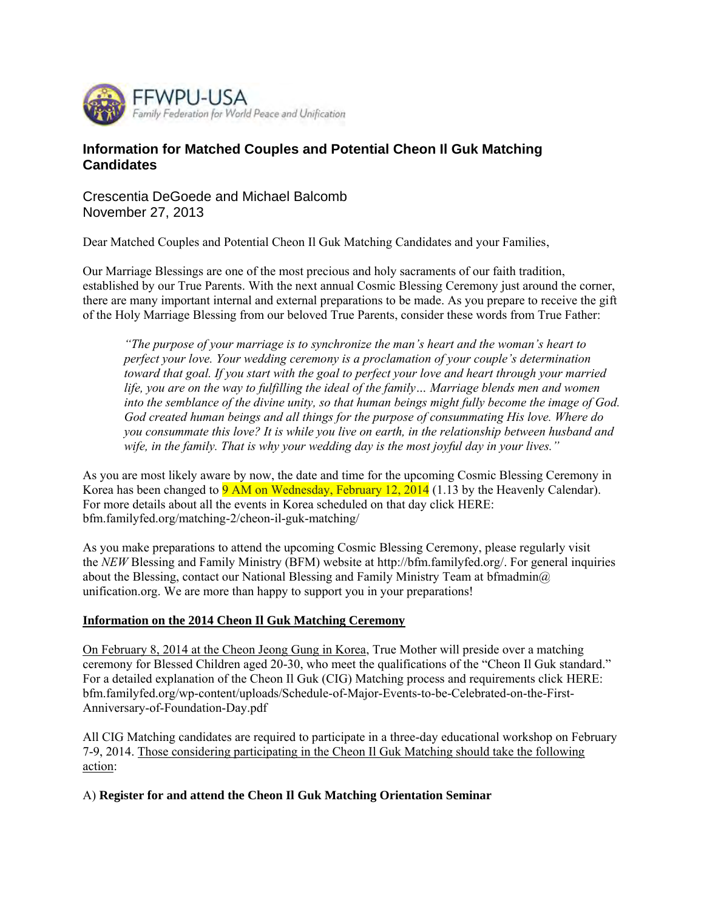FFWPU-USA
*Family Federation for World Peace and Unification*

## Information for Matched Couples and Potential Cheon Il Guk Matching Candidates

Crescentia DeGoede and Michael Balcomb
November 27, 2013

Dear Matched Couples and Potential Cheon Il Guk Matching Candidates and your Families,

Our Marriage Blessings are one of the most precious and holy sacraments of our faith tradition, established by our True Parents. With the next annual Cosmic Blessing Ceremony just around the corner, there are many important internal and external preparations to be made. As you prepare to receive the gift of the Holy Marriage Blessing from our beloved True Parents, consider these words from True Father:

> *"The purpose of your marriage is to synchronize the man's heart and the woman's heart to perfect your love. Your wedding ceremony is a proclamation of your couple's determination toward that goal. If you start with the goal to perfect your love and heart through your married life, you are on the way to fulfilling the ideal of the family… Marriage blends men and women into the semblance of the divine unity, so that human beings might fully become the image of God. God created human beings and all things for the purpose of consummating His love. Where do you consummate this love? It is while you live on earth, in the relationship between husband and wife, in the family. That is why your wedding day is the most joyful day in your lives."*

As you are most likely aware by now, the date and time for the upcoming Cosmic Blessing Ceremony in Korea has been changed to 9 AM on Wednesday, February 12, 2014 (1.13 by the Heavenly Calendar). For more details about all the events in Korea scheduled on that day click HERE: bfm.familyfed.org/matching-2/cheon-il-guk-matching/

As you make preparations to attend the upcoming Cosmic Blessing Ceremony, please regularly visit the *NEW* Blessing and Family Ministry (BFM) website at http://bfm.familyfed.org/. For general inquiries about the Blessing, contact our National Blessing and Family Ministry Team at bfmadmin@ unification.org. We are more than happy to support you in your preparations!

**Information on the 2014 Cheon Il Guk Matching Ceremony**

On February 8, 2014 at the Cheon Jeong Gung in Korea, True Mother will preside over a matching ceremony for Blessed Children aged 20-30, who meet the qualifications of the "Cheon Il Guk standard." For a detailed explanation of the Cheon Il Guk (CIG) Matching process and requirements click HERE: bfm.familyfed.org/wp-content/uploads/Schedule-of-Major-Events-to-be-Celebrated-on-the-First-Anniversary-of-Foundation-Day.pdf

All CIG Matching candidates are required to participate in a three-day educational workshop on February 7-9, 2014. Those considering participating in the Cheon Il Guk Matching should take the following action:

A) **Register for and attend the Cheon Il Guk Matching Orientation Seminar**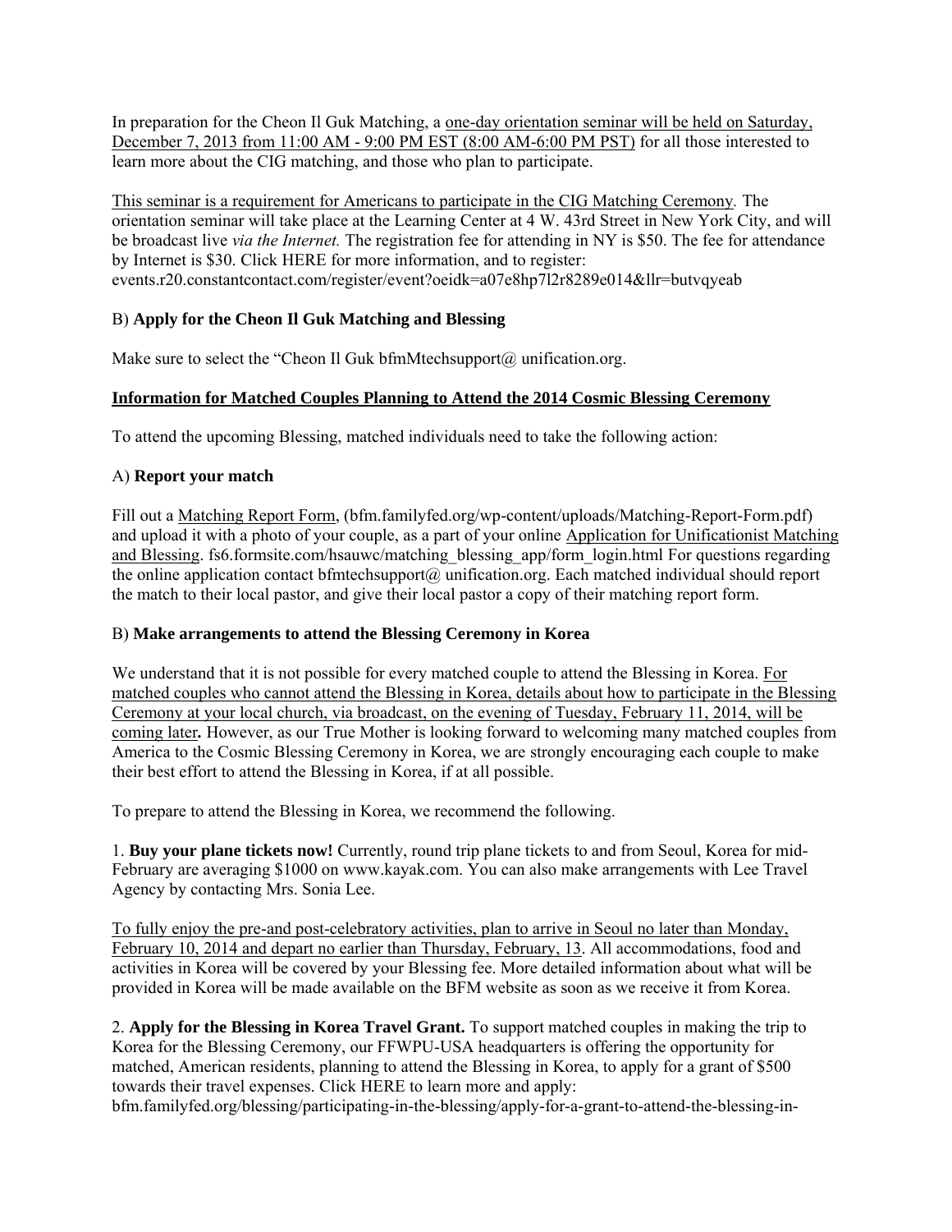In preparation for the Cheon Il Guk Matching, a one-day orientation seminar will be held on Saturday, December 7, 2013 from 11:00 AM - 9:00 PM EST (8:00 AM-6:00 PM PST) for all those interested to learn more about the CIG matching, and those who plan to participate.

This seminar is a requirement for Americans to participate in the CIG Matching Ceremony. The orientation seminar will take place at the Learning Center at 4 W. 43rd Street in New York City, and will be broadcast live *via the Internet.* The registration fee for attending in NY is $50. The fee for attendance by Internet is $30. Click HERE for more information, and to register: events.r20.constantcontact.com/register/event?oeidk=a07e8hp7l2r8289e014&llr=butvqyeab

B) **Apply for the Cheon Il Guk Matching and Blessing**

Make sure to select the "Cheon Il Guk bfmMtechsupport@ unification.org.

**Information for Matched Couples Planning to Attend the 2014 Cosmic Blessing Ceremony**

To attend the upcoming Blessing, matched individuals need to take the following action:

A) **Report your match**

Fill out a Matching Report Form, (bfm.familyfed.org/wp-content/uploads/Matching-Report-Form.pdf) and upload it with a photo of your couple, as a part of your online Application for Unificationist Matching and Blessing. fs6.formsite.com/hsauwc/matching_blessing_app/form_login.html For questions regarding the online application contact bfmtechsupport@ unification.org. Each matched individual should report the match to their local pastor, and give their local pastor a copy of their matching report form.

B) **Make arrangements to attend the Blessing Ceremony in Korea**

We understand that it is not possible for every matched couple to attend the Blessing in Korea. For matched couples who cannot attend the Blessing in Korea, details about how to participate in the Blessing Ceremony at your local church, via broadcast, on the evening of Tuesday, February 11, 2014, will be coming later**.** However, as our True Mother is looking forward to welcoming many matched couples from America to the Cosmic Blessing Ceremony in Korea, we are strongly encouraging each couple to make their best effort to attend the Blessing in Korea, if at all possible.

To prepare to attend the Blessing in Korea, we recommend the following.

1. **Buy your plane tickets now!** Currently, round trip plane tickets to and from Seoul, Korea for mid-February are averaging $1000 on www.kayak.com. You can also make arrangements with Lee Travel Agency by contacting Mrs. Sonia Lee.

To fully enjoy the pre-and post-celebratory activities, plan to arrive in Seoul no later than Monday, February 10, 2014 and depart no earlier than Thursday, February, 13. All accommodations, food and activities in Korea will be covered by your Blessing fee. More detailed information about what will be provided in Korea will be made available on the BFM website as soon as we receive it from Korea.

2. **Apply for the Blessing in Korea Travel Grant.** To support matched couples in making the trip to Korea for the Blessing Ceremony, our FFWPU-USA headquarters is offering the opportunity for matched, American residents, planning to attend the Blessing in Korea, to apply for a grant of $500 towards their travel expenses. Click HERE to learn more and apply: bfm.familyfed.org/blessing/participating-in-the-blessing/apply-for-a-grant-to-attend-the-blessing-in-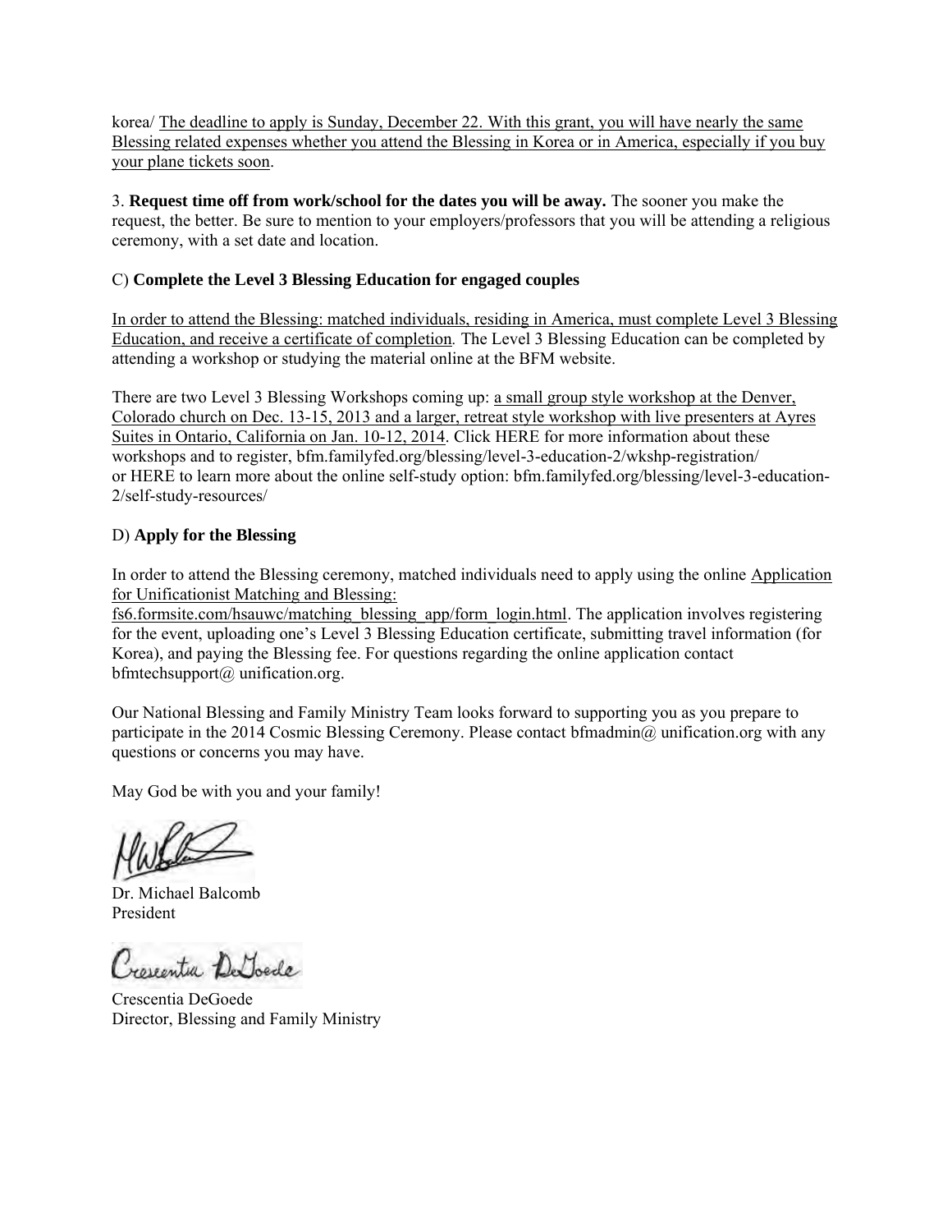korea/ The deadline to apply is Sunday, December 22. With this grant, you will have nearly the same Blessing related expenses whether you attend the Blessing in Korea or in America, especially if you buy your plane tickets soon.

3. **Request time off from work/school for the dates you will be away.** The sooner you make the request, the better. Be sure to mention to your employers/professors that you will be attending a religious ceremony, with a set date and location.

C) **Complete the Level 3 Blessing Education for engaged couples**

In order to attend the Blessing: matched individuals, residing in America, must complete Level 3 Blessing Education, and receive a certificate of completion. The Level 3 Blessing Education can be completed by attending a workshop or studying the material online at the BFM website.

There are two Level 3 Blessing Workshops coming up: a small group style workshop at the Denver, Colorado church on Dec. 13-15, 2013 and a larger, retreat style workshop with live presenters at Ayres Suites in Ontario, California on Jan. 10-12, 2014. Click HERE for more information about these workshops and to register, bfm.familyfed.org/blessing/level-3-education-2/wkshp-registration/ or HERE to learn more about the online self-study option: bfm.familyfed.org/blessing/level-3-education-2/self-study-resources/

D) **Apply for the Blessing**

In order to attend the Blessing ceremony, matched individuals need to apply using the online Application for Unificationist Matching and Blessing: fs6.formsite.com/hsauwc/matching_blessing_app/form_login.html. The application involves registering for the event, uploading one's Level 3 Blessing Education certificate, submitting travel information (for Korea), and paying the Blessing fee. For questions regarding the online application contact bfmtechsupport@ unification.org.

Our National Blessing and Family Ministry Team looks forward to supporting you as you prepare to participate in the 2014 Cosmic Blessing Ceremony. Please contact bfmadmin@ unification.org with any questions or concerns you may have.

May God be with you and your family!

Dr. Michael Balcomb
President

Crescentia DeGoede
Director, Blessing and Family Ministry